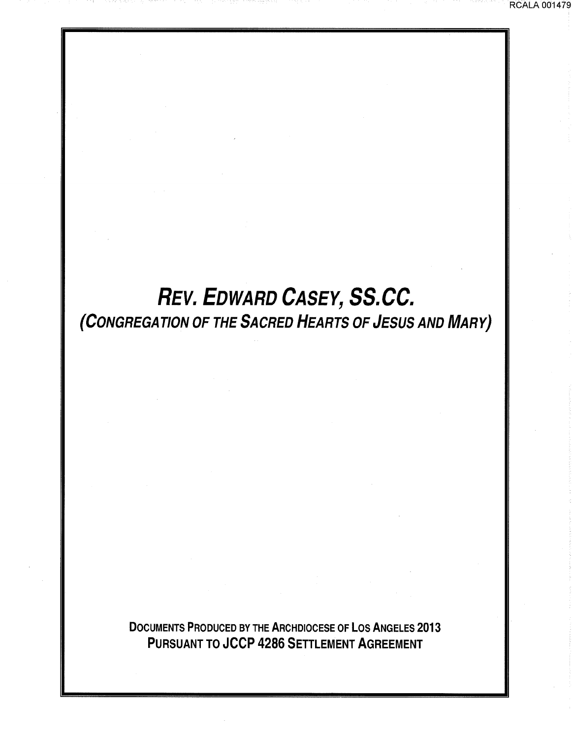# *Rev. Edward Casey, SS.CC.*

## *(Congregation of the Sacred Hearts of Jesus and Mary)*

**Documents Produced by the Archdiocese of Los Angeles 2013**
**Pursuant to JCCP 4286 Settlement Agreement**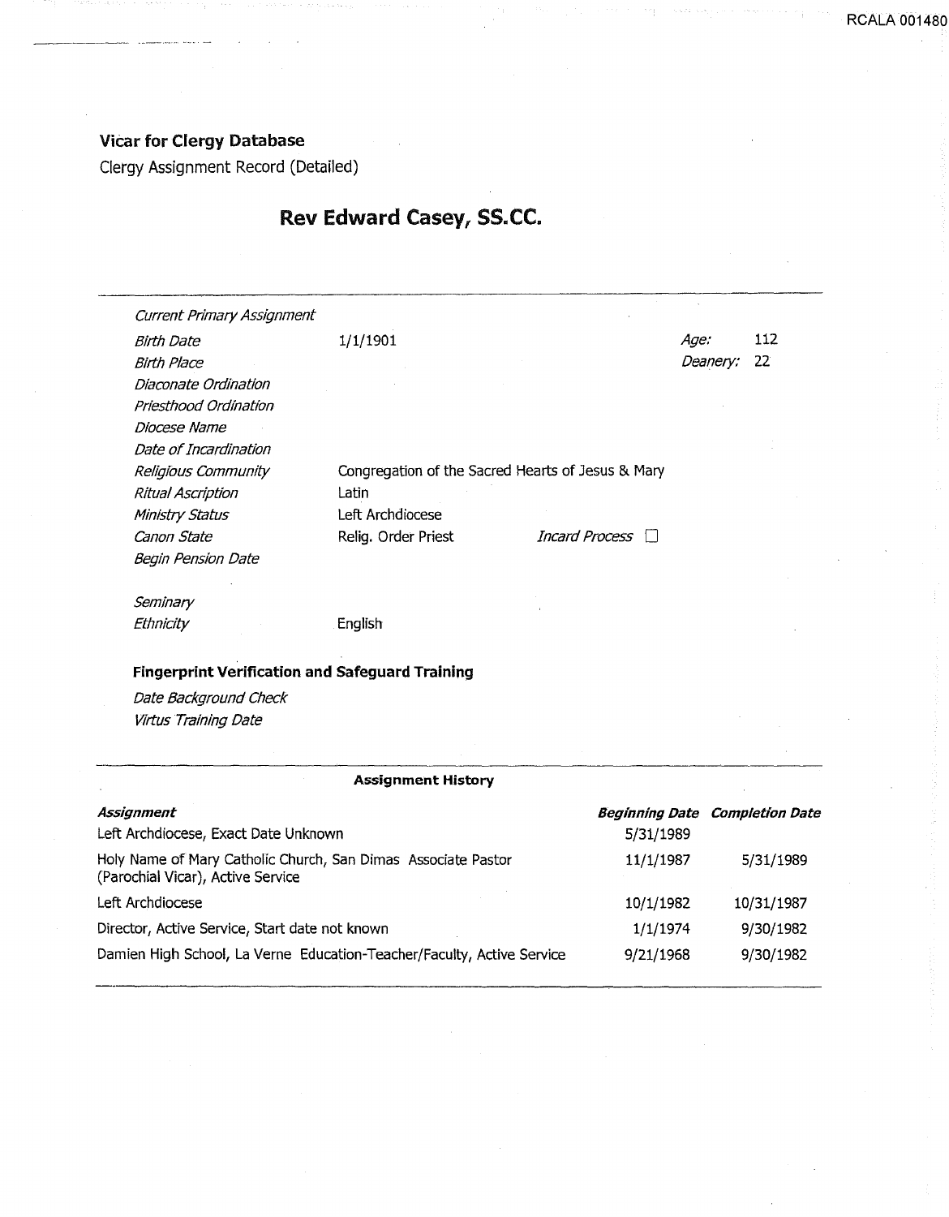**Vicar for Clergy Database**

Clergy Assignment Record (Detailed)

# Rev Edward Casey, SS.CC.

| | | | |
|---|---|---|---|
| *Current Primary Assignment* | | | |
| *Birth Date* | 1/1/1901 | *Age:* | 112 |
| *Birth Place* | | *Deanery:* | 22 |
| *Diaconate Ordination* | | | |
| *Priesthood Ordination* | | | |
| *Diocese Name* | | | |
| *Date of Incardination* | | | |
| *Religious Community* | Congregation of the Sacred Hearts of Jesus & Mary | | |
| *Ritual Ascription* | Latin | | |
| *Ministry Status* | Left Archdiocese | | |
| *Canon State* | Relig. Order Priest | *Incard Process* ☐ | |
| *Begin Pension Date* | | | |
| *Seminary* | | | |
| *Ethnicity* | English | | |

**Fingerprint Verification and Safeguard Training**

*Date Background Check*

*Virtus Training Date*

**Assignment History**

| *Assignment* | *Beginning Date* | *Completion Date* |
|---|---|---|
| Left Archdiocese, Exact Date Unknown | 5/31/1989 | |
| Holy Name of Mary Catholic Church, San Dimas Associate Pastor (Parochial Vicar), Active Service | 11/1/1987 | 5/31/1989 |
| Left Archdiocese | 10/1/1982 | 10/31/1987 |
| Director, Active Service, Start date not known | 1/1/1974 | 9/30/1982 |
| Damien High School, La Verne Education-Teacher/Faculty, Active Service | 9/21/1968 | 9/30/1982 |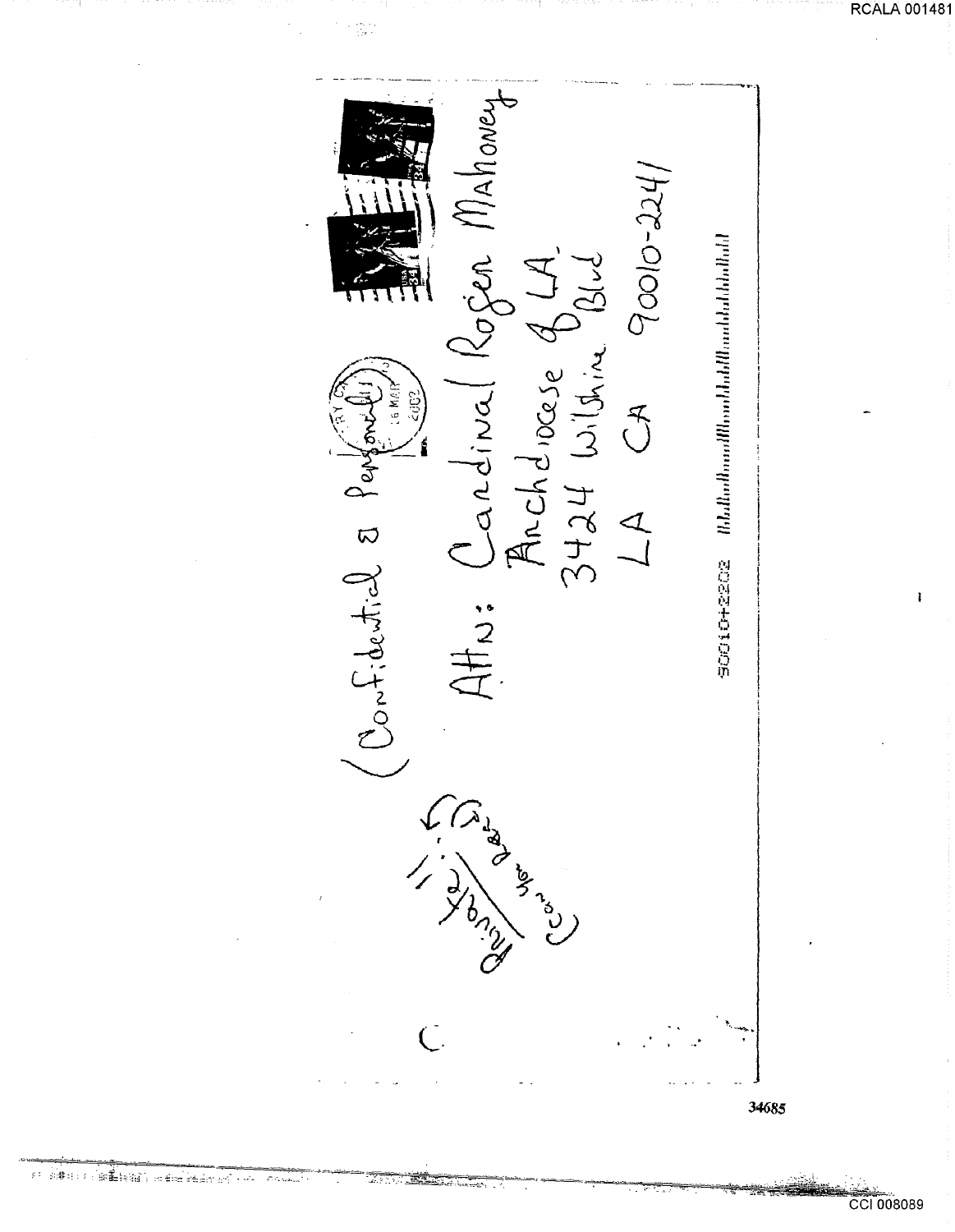Confidential & Personal

Attn: Cardinal Roger Mahoney
Archdiocese of LA.
3424 Wilshire Blvd
LA CA 90010-2241

90010+2202

Private!!
(Can't hurt)

34685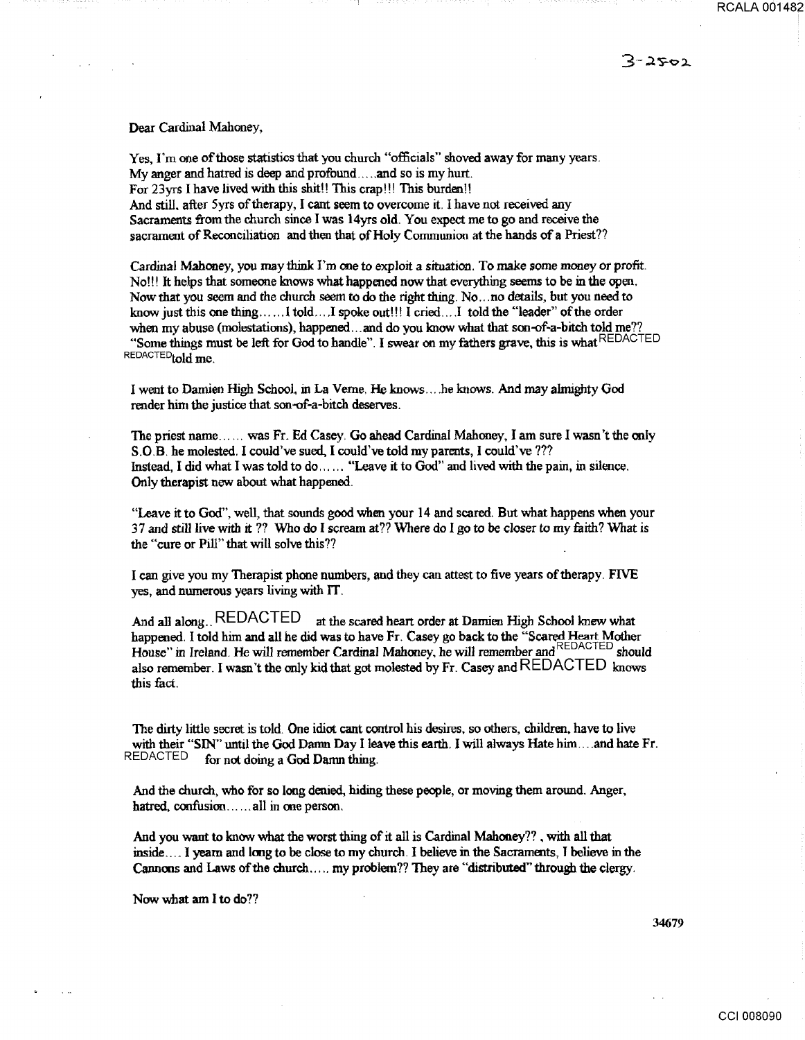3-25-02

Dear Cardinal Mahoney,

Yes, I'm one of those statistics that you church "officials" shoved away for many years.
My anger and hatred is deep and profound.....and so is my hurt.
For 23yrs I have lived with this shit!! This crap!!! This burden!!
And still, after 5yrs of therapy, I cant seem to overcome it. I have not received any Sacraments from the church since I was 14yrs old. You expect me to go and receive the sacrament of Reconciliation and then that of Holy Communion at the hands of a Priest??

Cardinal Mahoney, you may think I'm one to exploit a situation. To make some money or profit. No!!! It helps that someone knows what happened now that everything seems to be in the open. Now that you seem and the church seem to do the right thing. No...no details, but you need to know just this one thing......I told....I spoke out!!! I cried....I told the "leader" of the order when my abuse (molestations), happened...and do you know what that son-of-a-bitch told me?? "Some things must be left for God to handle". I swear on my fathers grave, this is what REDACTED REDACTED told me.

I went to Damien High School, in La Verne. He knows....he knows. And may almighty God render him the justice that son-of-a-bitch deserves.

The priest name...... was Fr. Ed Casey. Go ahead Cardinal Mahoney, I am sure I wasn't the only S.O.B. he molested. I could've sued, I could've told my parents, I could've ???
Instead, I did what I was told to do...... "Leave it to God" and lived with the pain, in silence. Only therapist new about what happened.

"Leave it to God", well, that sounds good when your 14 and scared. But what happens when your 37 and still live with it ?? Who do I scream at?? Where do I go to be closer to my faith? What is the "cure or Pill" that will solve this??

I can give you my Therapist phone numbers, and they can attest to five years of therapy. FIVE yes, and numerous years living with IT.

And all along.. REDACTED at the scared heart order at Damien High School knew what happened. I told him and all he did was to have Fr. Casey go back to the "Scared Heart Mother House" in Ireland. He will remember Cardinal Mahoney, he will remember and REDACTED should also remember. I wasn't the only kid that got molested by Fr. Casey and REDACTED knows this fact.

The dirty little secret is told. One idiot cant control his desires, so others, children, have to live with their "SIN" until the God Damn Day I leave this earth. I will always Hate him....and hate Fr. REDACTED for not doing a God Damn thing.

And the church, who for so long denied, hiding these people, or moving them around. Anger, hatred, confusion......all in one person.

And you want to know what the worst thing of it all is Cardinal Mahoney?? , with all that inside.... I yearn and long to be close to my church. I believe in the Sacraments, I believe in the Cannons and Laws of the church..... my problem?? They are "distributed" through the clergy.

Now what am I to do??

34679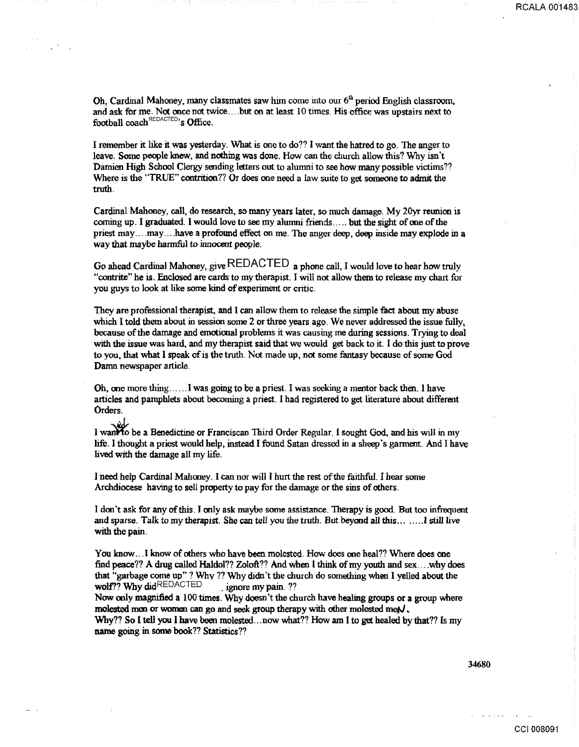Oh, Cardinal Mahoney, many classmates saw him come into our 6th period English classroom, and ask for me. Not once not twice....but on at least 10 times. His office was upstairs next to football coach REDACTED's Office.

I remember it like it was yesterday. What is one to do?? I want the hatred to go. The anger to leave. Some people knew, and nothing was done. How can the church allow this? Why isn't Damien High School Clergy sending letters out to alumni to see how many possible victims?? Where is the "TRUE" contrition?? Or does one need a law suite to get someone to admit the truth.

Cardinal Mahoney, call, do research, so many years later, so much damage. My 20yr reunion is coming up. I graduated. I would love to see my alumni friends..... but the sight of one of the priest may....may....have a profound effect on me. The anger deep, deep inside may explode in a way that maybe harmful to innocent people.

Go ahead Cardinal Mahoney, give REDACTED a phone call, I would love to hear how truly "contrite" he is. Enclosed are cards to my therapist. I will not allow them to release my chart for you guys to look at like some kind of experiment or critic.

They are professional therapist, and I can allow them to release the simple fact about my abuse which I told them about in session some 2 or three years ago. We never addressed the issue fully, because of the damage and emotional problems it was causing me during sessions. Trying to deal with the issue was hard, and my therapist said that we would get back to it. I do this just to prove to you, that what I speak of is the truth. Not made up, not some fantasy because of some God Damn newspaper article.

Oh, one more thing......I was going to be a priest. I was seeking a mentor back then. I have articles and pamphlets about becoming a priest. I had registered to get literature about different Orders.

I wanted to be a Benedictine or Franciscan Third Order Regular. I sought God, and his will in my life. I thought a priest would help, instead I found Satan dressed in a sheep's garment. And I have lived with the damage all my life.

I need help Cardinal Mahoney. I can nor will I hurt the rest of the faithful. I hear some Archdiocese having to sell property to pay for the damage or the sins of others.

I don't ask for any of this. I only ask maybe some assistance. Therapy is good. But too infrequent and sparse. Talk to my therapist. She can tell you the truth. But beyond all this... .....I still live with the pain.

You know...I know of others who have been molested. How does one heal?? Where does one find peace?? A drug called Haldol?? Zoloft?? And when I think of my youth and sex....why does that "garbage come up" ? Why ?? Why didn't the church do something when I yelled about the wolf?? Why did REDACTED ignore my pain. ??
Now only magnified a 100 times. Why doesn't the church have healing groups or a group where molested men or women can go and seek group therapy with other molested men.
Why?? So I tell you I have been molested...now what?? How am I to get healed by that?? Is my name going in some book?? Statistics??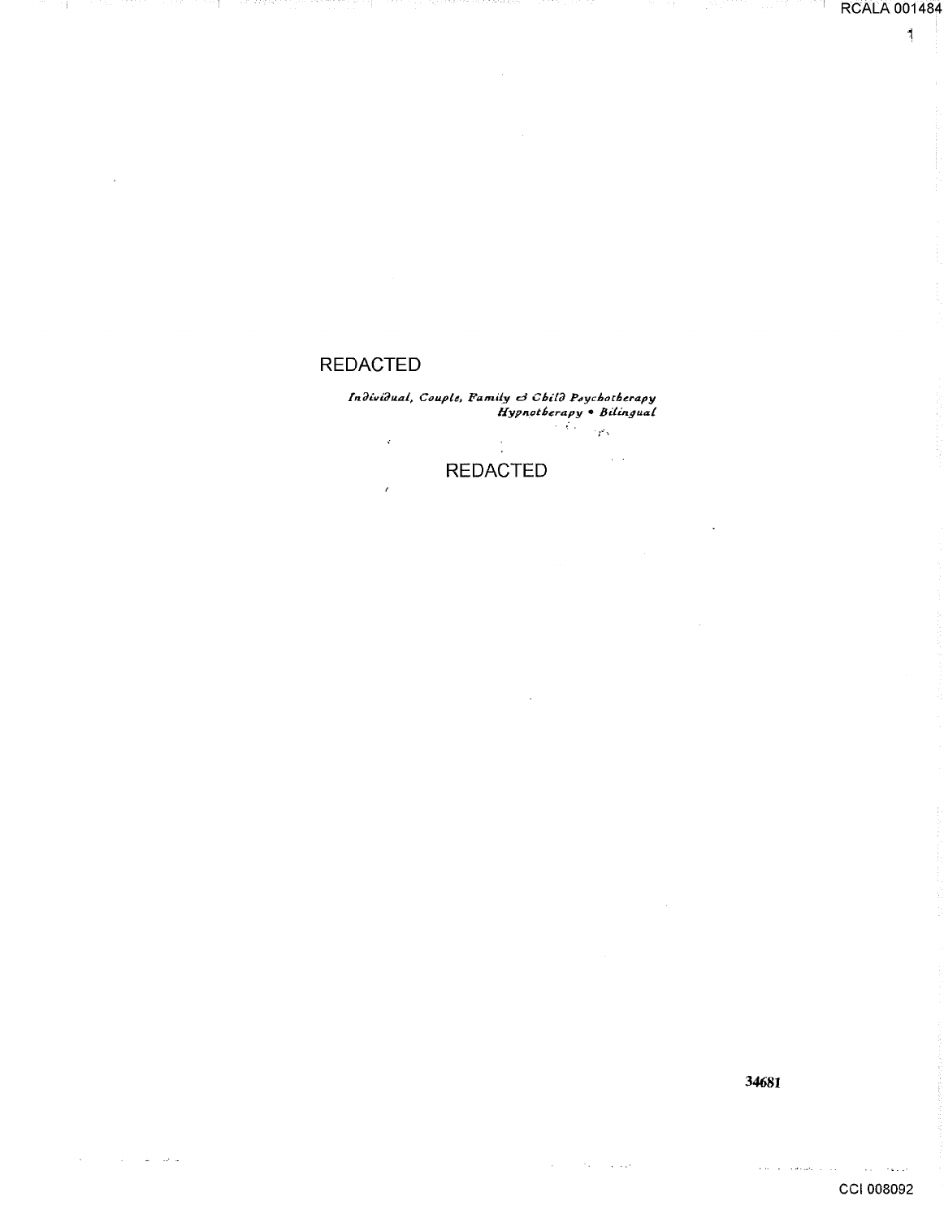REDACTED

*Individual, Couple, Family & Child Psychotherapy*
*Hypnotherapy • Bilingual*

REDACTED

34681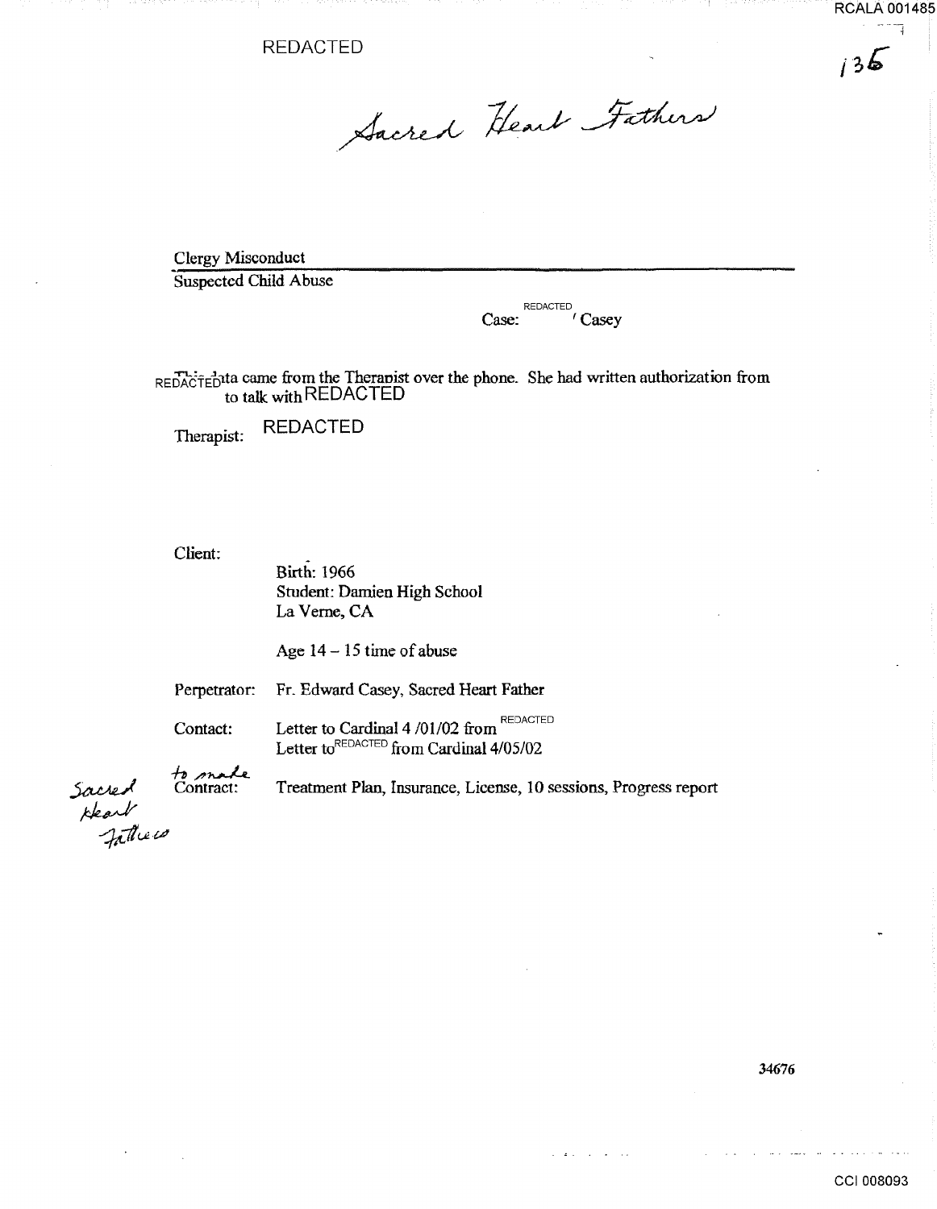REDACTED

*Sacred Heart Fathers*

Clergy Misconduct

Suspected Child Abuse

Case: REDACTED ' Casey

REDACTED data came from the Therapist over the phone. She had written authorization from to talk with REDACTED

Therapist: REDACTED

Client:

Birth: 1966
Student: Damien High School
La Verne, CA

Age 14 – 15 time of abuse

Perpetrator: Fr. Edward Casey, Sacred Heart Father

Contact: Letter to Cardinal 4 /01/02 from REDACTED
Letter to REDACTED from Cardinal 4/05/02

*Sacred Heart Fathers* *to make* Contract: Treatment Plan, Insurance, License, 10 sessions, Progress report

34676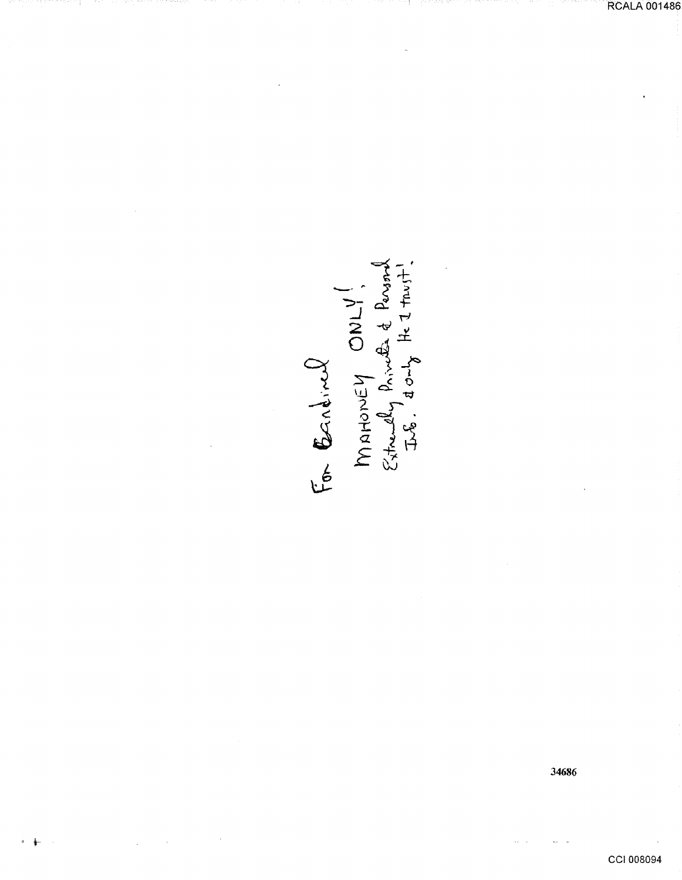For Cardinal

MAHONEY ONLY!,

Extremely Private & Personal

Info. & only He I trust!.

34686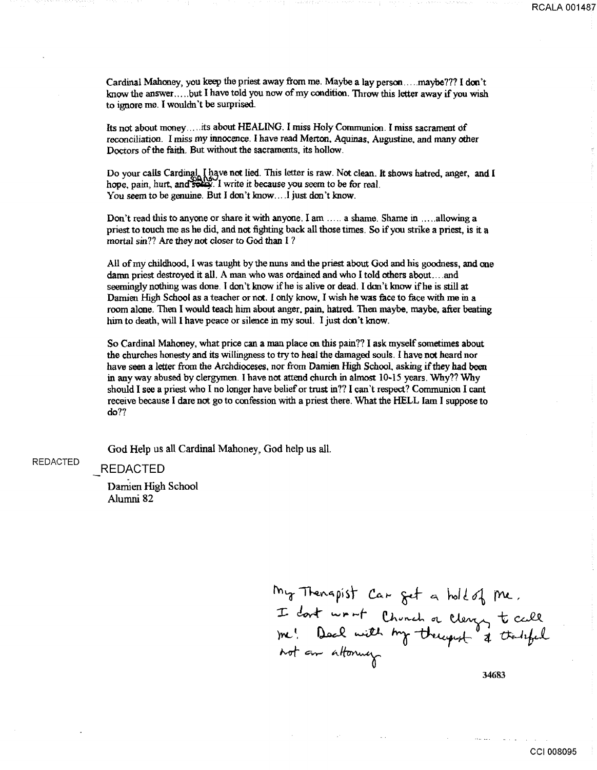Cardinal Mahoney, you keep the priest away from me. Maybe a lay person.....maybe??? I don't know the answer.....but I have told you now of my condition. Throw this letter away if you wish to ignore me. I wouldn't be surprised.

Its not about money.....its about HEALING. I miss Holy Communion. I miss sacrament of reconciliation. I miss my innocence. I have read Merton, Aquinas, Augustine, and many other Doctors of the faith. But without the sacraments, its hollow.

Do your calls Cardinal. I have not lied. This letter is raw. Not clean. It shows hatred, anger, and I hope, pain, hurt, and ~~sorry~~ shame. I write it because you seem to be for real. You seem to be genuine. But I don't know....I just don't know.

Don't read this to anyone or share it with anyone. I am ..... a shame. Shame in .....allowing a priest to touch me as he did, and not fighting back all those times. So if you strike a priest, is it a mortal sin?? Are they not closer to God than I ?

All of my childhood, I was taught by the nuns and the priest about God and his goodness, and one damn priest destroyed it all. A man who was ordained and who I told others about....and seemingly nothing was done. I don't know if he is alive or dead. I don't know if he is still at Damien High School as a teacher or not. I only know, I wish he was face to face with me in a room alone. Then I would teach him about anger, pain, hatred. Then maybe, maybe, after beating him to death, will I have peace or silence in my soul. I just don't know.

So Cardinal Mahoney, what price can a man place on this pain?? I ask myself sometimes about the churches honesty and its willingness to try to heal the damaged souls. I have not heard nor have seen a letter from the Archdioceses, nor from Damien High School, asking if they had been in any way abused by clergymen. I have not attend church in almost 10-15 years. Why?? Why should I see a priest who I no longer have belief or trust in?? I can't respect? Communion I cant receive because I dare not go to confession with a priest there. What the HELL Iam I suppose to do??

God Help us all Cardinal Mahoney, God help us all.

REDACTED

REDACTED
Damien High School
Alumni 82

My Therapist Can get a hold of me. I dont want Church or Clergy to call me! Deal with my therapist & thankful not an attorney

34683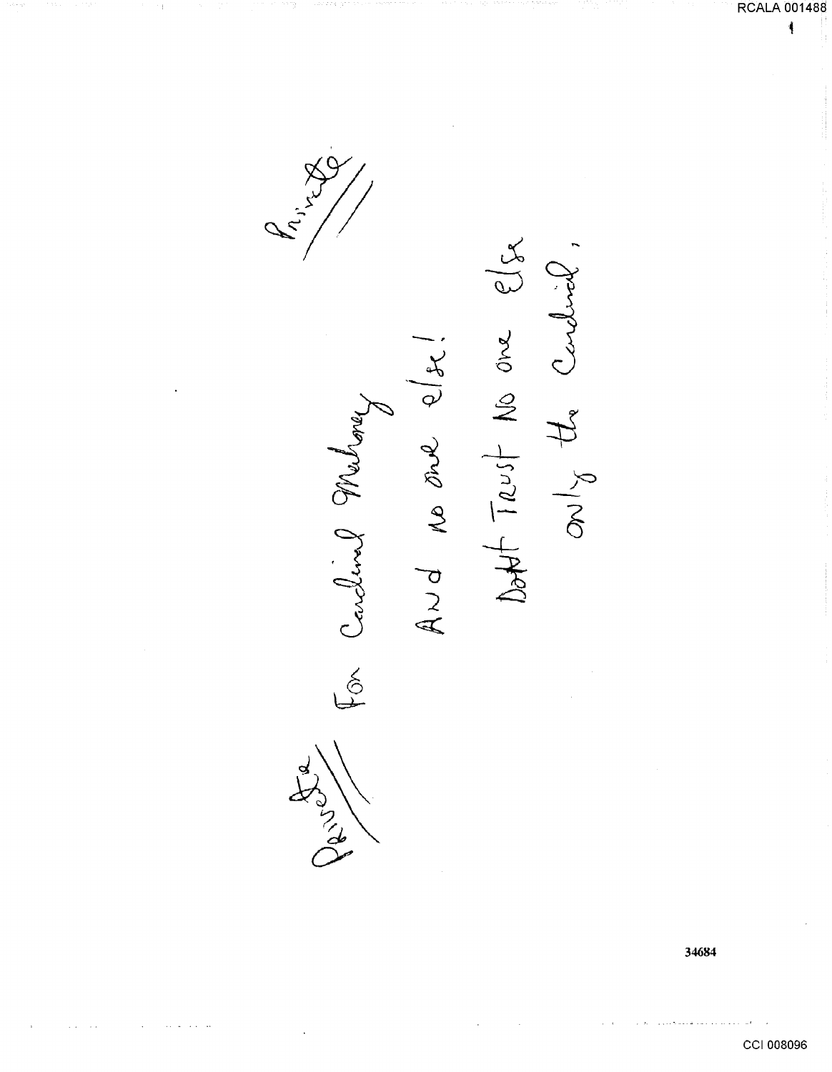Private

Private

For Cardinal Mahoney

And no one else!

~~Don't~~ Trust No one else

only the Cardinal,

34684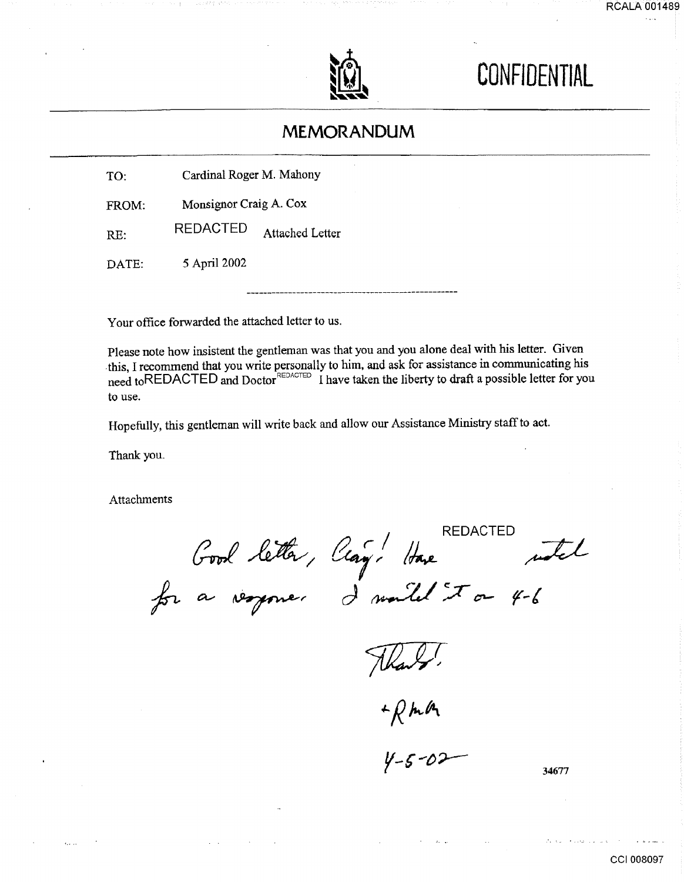**CONFIDENTIAL**

# MEMORANDUM

TO: Cardinal Roger M. Mahony

FROM: Monsignor Craig A. Cox

RE: REDACTED Attached Letter

DATE: 5 April 2002

---

Your office forwarded the attached letter to us.

Please note how insistent the gentleman was that you and you alone deal with his letter. Given this, I recommend that you write personally to him, and ask for assistance in communicating his need to REDACTED and Doctor REDACTED I have taken the liberty to draft a possible letter for you to use.

Hopefully, this gentleman will write back and allow our Assistance Ministry staff to act.

Thank you.

Attachments

*Good letter, Craig! Have REDACTED noted for a response. I mailed it on 4-6*

*Thanks!*

*+RMM*

*4-5-02*

34677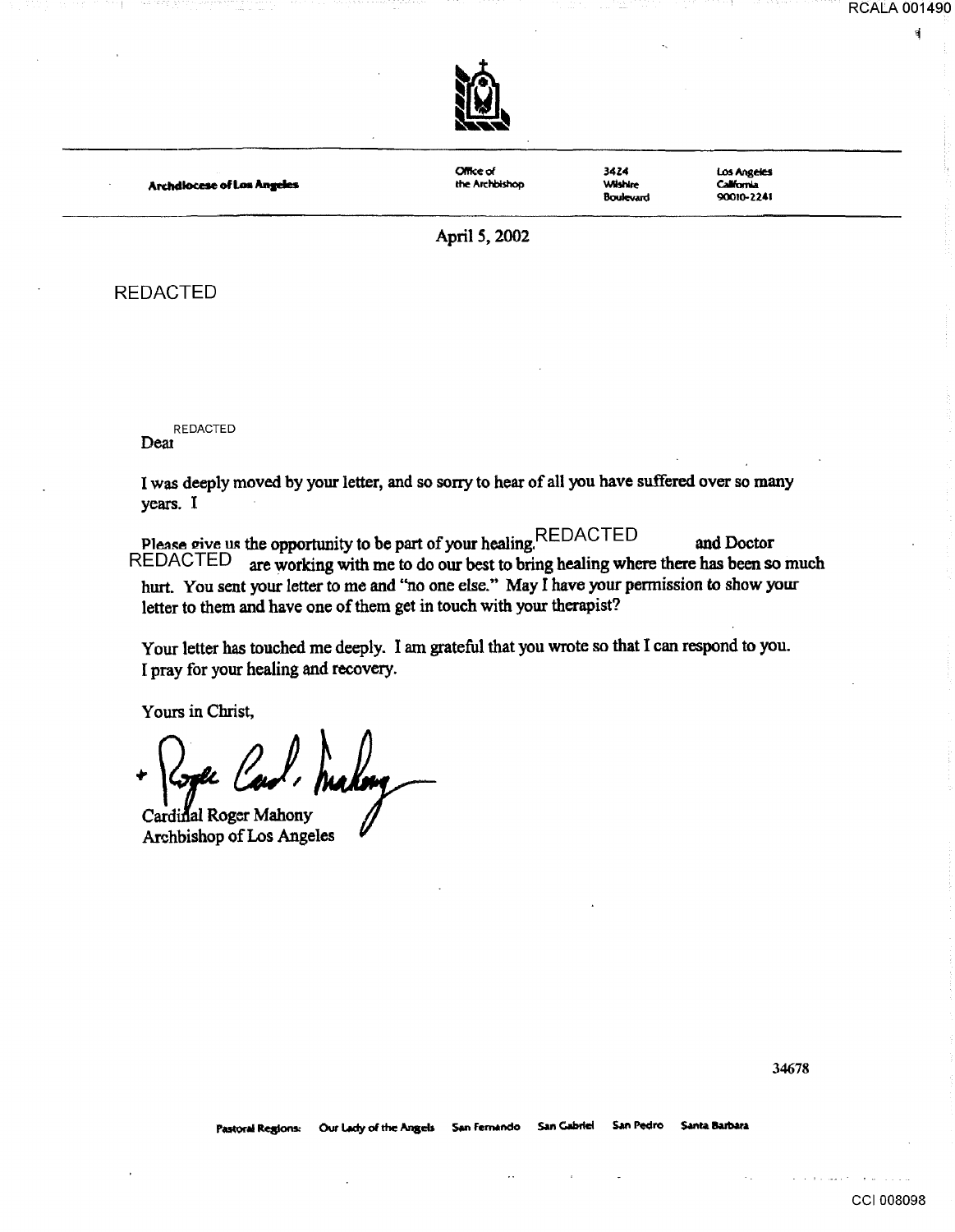**Archdiocese of Los Angeles** | Office of the Archbishop | 3424 Wilshire Boulevard | Los Angeles California 90010-2241

April 5, 2002

REDACTED

Dear REDACTED

I was deeply moved by your letter, and so sorry to hear of all you have suffered over so many years. I

Please give us the opportunity to be part of your healing. REDACTED and Doctor REDACTED are working with me to do our best to bring healing where there has been so much hurt. You sent your letter to me and "no one else." May I have your permission to show your letter to them and have one of them get in touch with your therapist?

Your letter has touched me deeply. I am grateful that you wrote so that I can respond to you. I pray for your healing and recovery.

Yours in Christ,

+ Roger Card. Mahony

Cardinal Roger Mahony
Archbishop of Los Angeles

34678

Pastoral Regions: Our Lady of the Angels San Fernando San Gabriel San Pedro Santa Barbara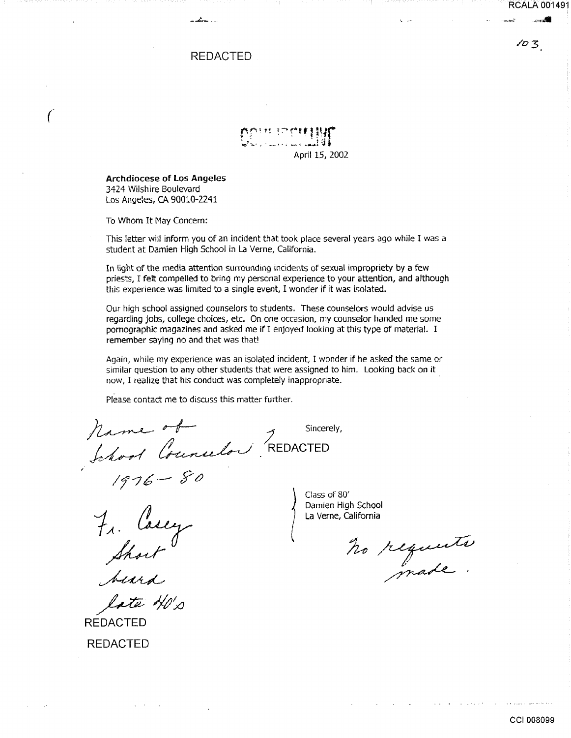RCALA 001491

*103.*

REDACTED

CONFIDENTIAL

April 15, 2002

**Archdiocese of Los Angeles**
3424 Wilshire Boulevard
Los Angeles, CA 90010-2241

To Whom It May Concern:

This letter will inform you of an incident that took place several years ago while I was a student at Damien High School in La Verne, California.

In light of the media attention surrounding incidents of sexual impropriety by a few priests, I felt compelled to bring my personal experience to your attention, and although this experience was limited to a single event, I wonder if it was isolated.

Our high school assigned counselors to students. These counselors would advise us regarding jobs, college choices, etc. On one occasion, my counselor handed me some pornographic magazines and asked me if I enjoyed looking at this type of material. I remember saying no and that was that!

Again, while my experience was an isolated incident, I wonder if he asked the same or similar question to any other students that were assigned to him. Looking back on it now, I realize that his conduct was completely inappropriate.

Please contact me to discuss this matter further.

*Name of School Counselor?*

*1976 – 80*

*Fr. Casey*
*Short*
*beard*
*late 40's*

Sincerely,

REDACTED

Class of 80'
Damien High School
La Verne, California

*No requests made.*

REDACTED

REDACTED

CCI 008099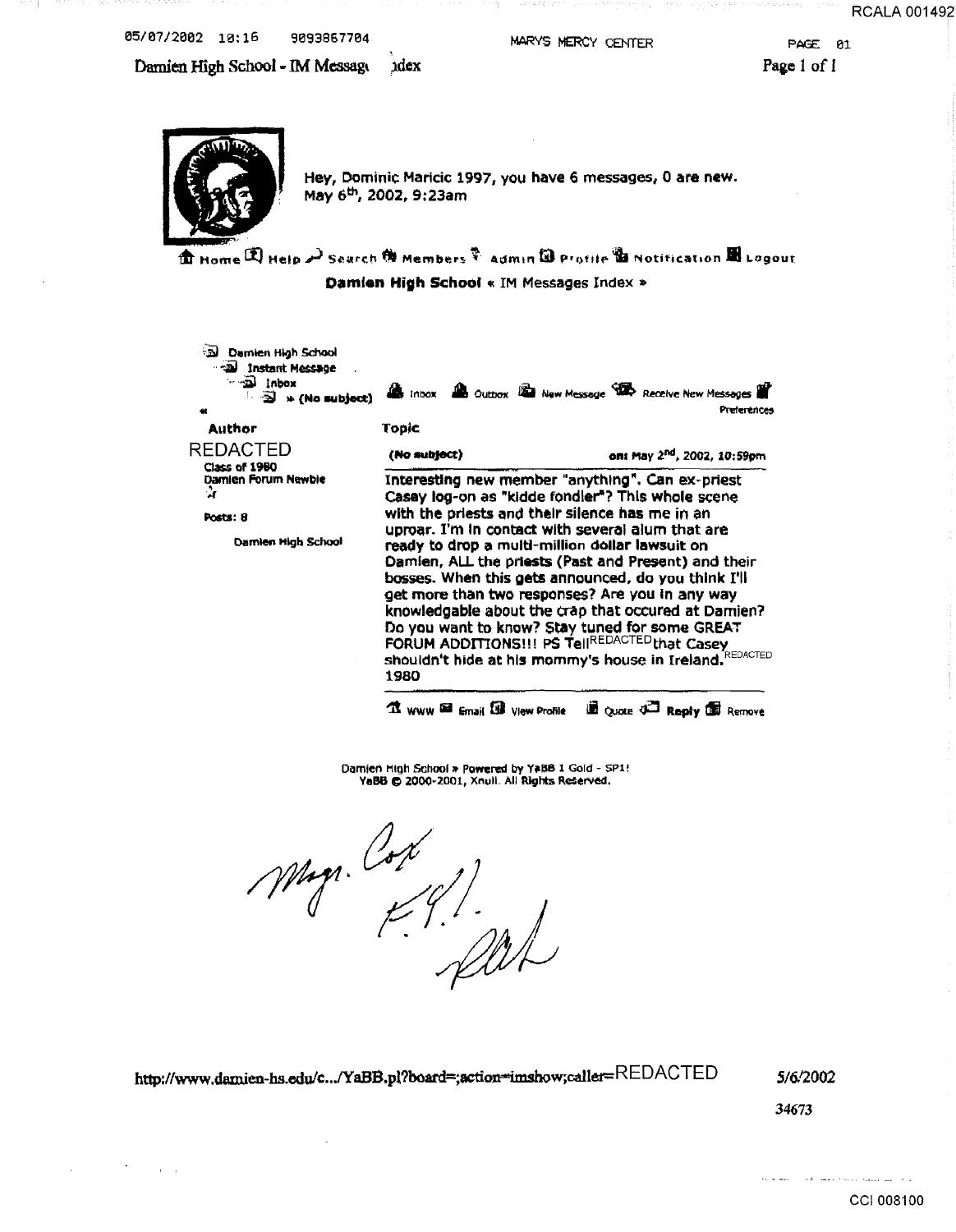05/07/2002 10:16 9093867704 MARYS MERCY CENTER PAGE 01

Damien High School - IM Messages Index

Hey, Dominic Maricic 1997, you have 6 messages, 0 are new.
May 6th, 2002, 9:23am

Home Help Search Members Admin Profile Notification Logout

**Damien High School « IM Messages Index »**

Damien High School
Instant Message
Inbox
» (No subject)

Inbox Outbox New Message Receive New Messages Preferences

| Author | Topic |
|---|---|
| REDACTED<br>Class of 1980<br>Damien Forum Newbie<br><br>Posts: 8<br><br>Damien High School | **(No subject)** on: May 2nd, 2002, 10:59pm<br><br>Interesting new member "anything". Can ex-priest Casey log-on as "kidde fondler"? This whole scene with the priests and their silence has me in an uproar. I'm in contact with several alum that are ready to drop a multi-million dollar lawsuit on Damien, ALL the priests (Past and Present) and their bosses. When this gets announced, do you think I'll get more than two responses? Are you in any way knowledgable about the crap that occured at Damien? Do you want to know? Stay tuned for some GREAT FORUM ADDITIONS!!! PS Tell REDACTED that Casey shouldn't hide at his mommy's house in Ireland. REDACTED 1980 |

WWW Email View Profile Quote Reply Remove

Damien High School » Powered by YaBB 1 Gold - SP1!
YaBB © 2000-2001, Xnull. All Rights Reserved.

Msgr. Cox
F.Y.I.
Rich

http://www.damien-hs.edu/c.../YaBB.pl?board=;action=imshow;caller=REDACTED 5/6/2002

34673

CCI 008100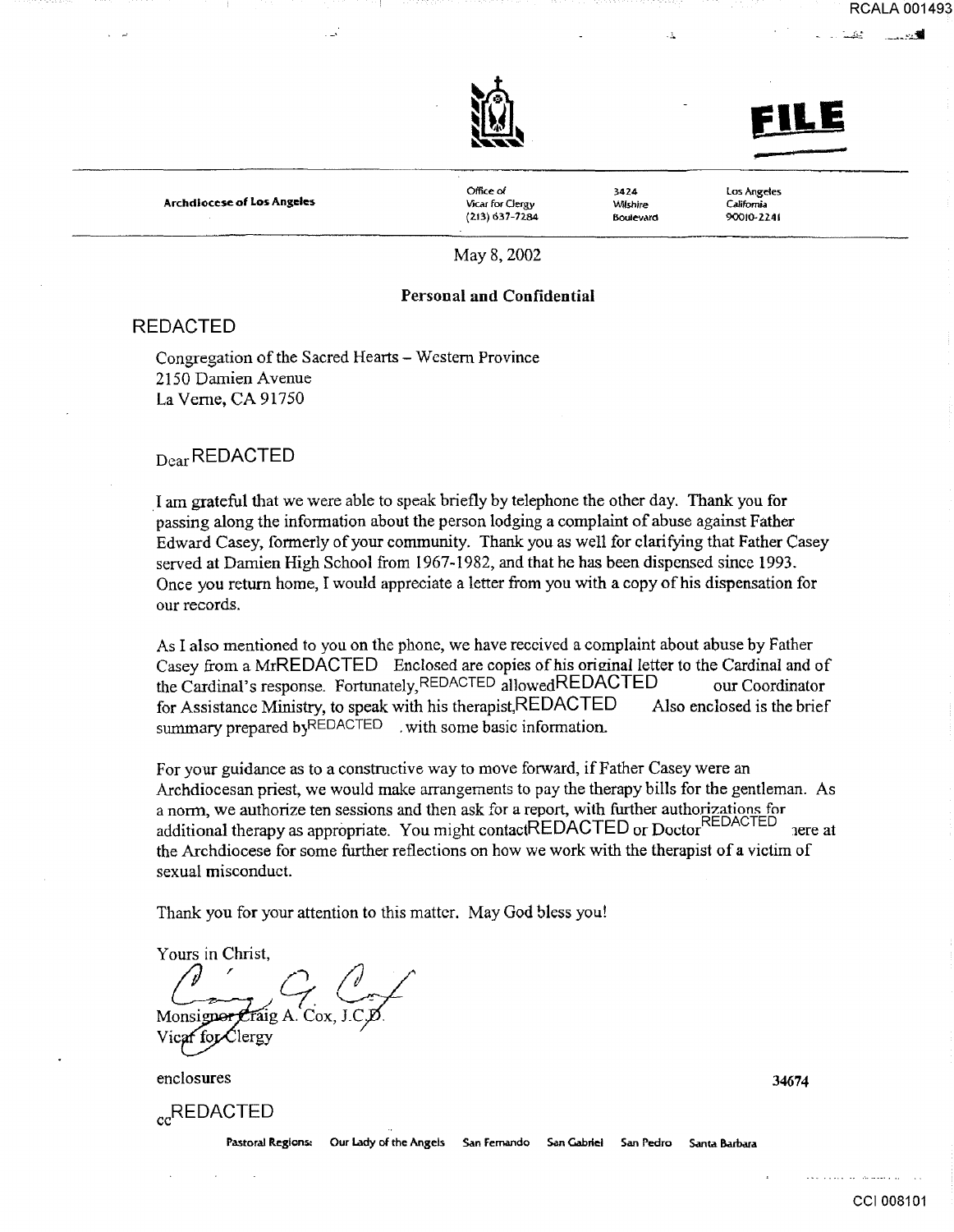FILE

**Archdiocese of Los Angeles**

Office of Vicar for Clergy (213) 637-7284 | 3424 Wilshire Boulevard | Los Angeles California 90010-2241

May 8, 2002

**Personal and Confidential**

REDACTED

Congregation of the Sacred Hearts – Western Province
2150 Damien Avenue
La Verne, CA 91750

Dear REDACTED

I am grateful that we were able to speak briefly by telephone the other day. Thank you for passing along the information about the person lodging a complaint of abuse against Father Edward Casey, formerly of your community. Thank you as well for clarifying that Father Casey served at Damien High School from 1967-1982, and that he has been dispensed since 1993. Once you return home, I would appreciate a letter from you with a copy of his dispensation for our records.

As I also mentioned to you on the phone, we have received a complaint about abuse by Father Casey from a Mr REDACTED Enclosed are copies of his original letter to the Cardinal and of the Cardinal's response. Fortunately, REDACTED allowed REDACTED our Coordinator for Assistance Ministry, to speak with his therapist, REDACTED Also enclosed is the brief summary prepared by REDACTED . with some basic information.

For your guidance as to a constructive way to move forward, if Father Casey were an Archdiocesan priest, we would make arrangements to pay the therapy bills for the gentleman. As a norm, we authorize ten sessions and then ask for a report, with further authorizations for additional therapy as appropriate. You might contact REDACTED or Doctor REDACTED here at the Archdiocese for some further reflections on how we work with the therapist of a victim of sexual misconduct.

Thank you for your attention to this matter. May God bless you!

Yours in Christ,

Monsignor Craig A. Cox, J.C.D.
Vicar for Clergy

enclosures

34674

cc REDACTED

Pastoral Regions: Our Lady of the Angels San Fernando San Gabriel San Pedro Santa Barbara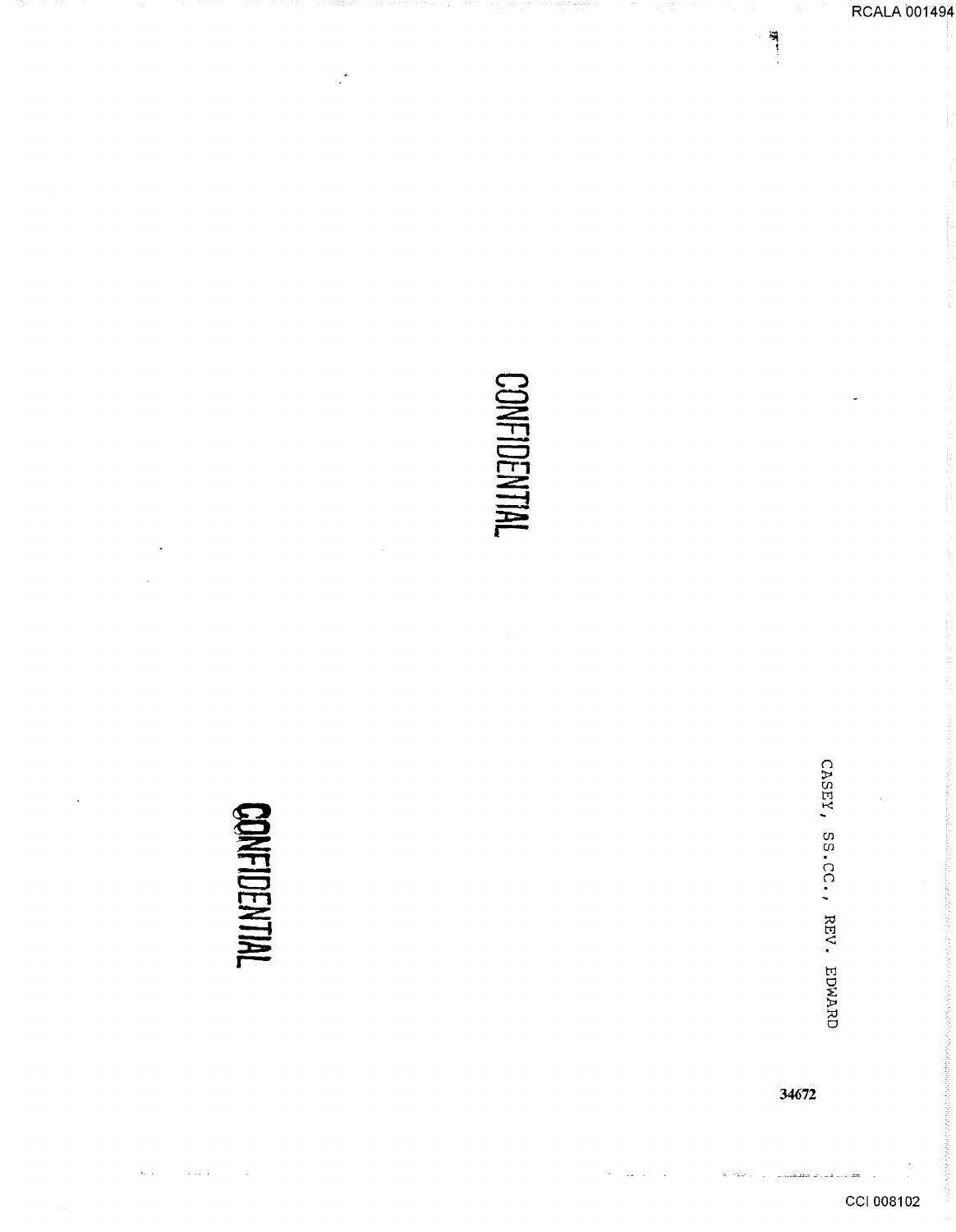CONFIDENTIAL

CONFIDENTIAL

CASEY, SS.CC., REV. EDWARD

34672

RCALA 001494

CCI 008102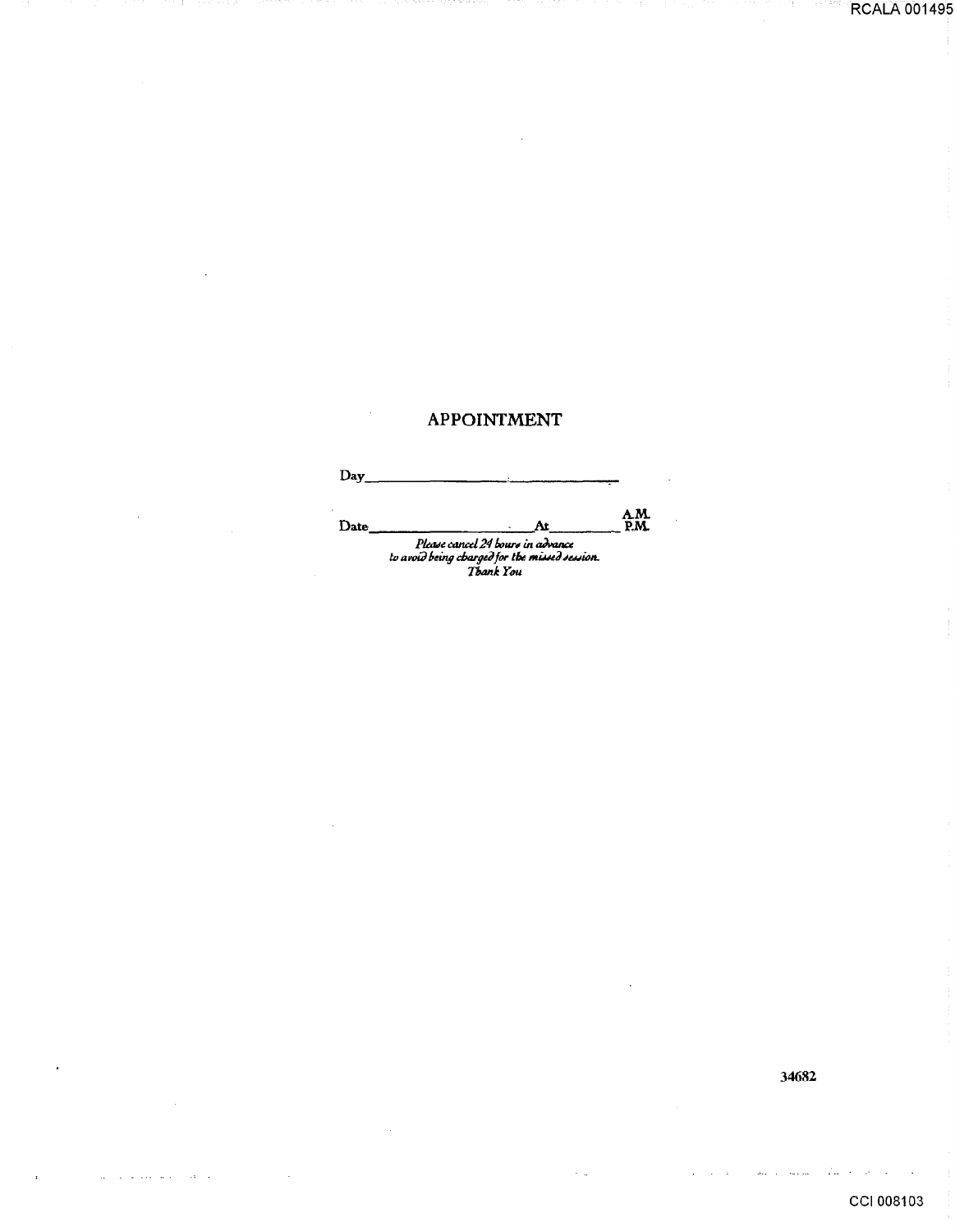# APPOINTMENT

Day\_\_\_\_\_\_\_\_\_\_\_\_\_\_\_\_\_\_\_\_\_\_\_\_\_\_\_\_\_\_\_\_

Date\_\_\_\_\_\_\_\_\_\_\_\_\_\_\_\_\_\_\_\_At\_\_\_\_\_\_\_\_\_\_ A.M. P.M.

*Please cancel 24 hours in advance to avoid being charged for the missed session. Thank You*

34682